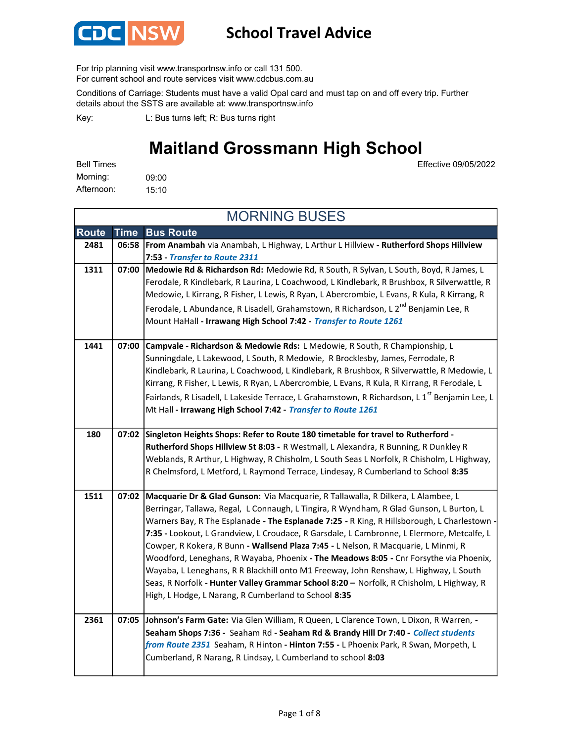CDC NSW

# School Travel Advice

For trip planning visit www.transportnsw.info or call 131 500.
For current school and route services visit www.cdcbus.com.au

Conditions of Carriage: Students must have a valid Opal card and must tap on and off every trip. Further details about the SSTS are available at: www.transportnsw.info

Key: L: Bus turns left; R: Bus turns right

## Maitland Grossmann High School

Effective 09/05/2022

Bell Times
Morning: 09:00
Afternoon: 15:10

### MORNING BUSES

| Route | Time | Bus Route |
|---|---|---|
| 2481 | 06:58 | **From Anambah** via Anambah, L Highway, L Arthur L Hillview **- Rutherford Shops Hillview 7:53 -** ***Transfer to Route 2311*** |
| 1311 | 07:00 | **Medowie Rd & Richardson Rd:** Medowie Rd, R South, R Sylvan, L South, Boyd, R James, L Ferodale, R Kindlebark, R Laurina, L Coachwood, L Kindlebark, R Brushbox, R Silverwattle, R Medowie, L Kirrang, R Fisher, L Lewis, R Ryan, L Abercrombie, L Evans, R Kula, R Kirrang, R Ferodale, L Abundance, R Lisadell, Grahamstown, R Richardson, L 2nd Benjamin Lee, R Mount HaHall **- Irrawang High School 7:42 -** ***Transfer to Route 1261*** |
| 1441 | 07:00 | **Campvale - Richardson & Medowie Rds:** L Medowie, R South, R Championship, L Sunningdale, L Lakewood, L South, R Medowie, R Brocklesby, James, Ferodale, R Kindlebark, R Laurina, L Coachwood, L Kindlebark, R Brushbox, R Silverwattle, R Medowie, L Kirrang, R Fisher, L Lewis, R Ryan, L Abercrombie, L Evans, R Kula, R Kirrang, R Ferodale, L Fairlands, R Lisadell, L Lakeside Terrace, L Grahamstown, R Richardson, L 1st Benjamin Lee, L Mt Hall **- Irrawang High School 7:42 -** ***Transfer to Route 1261*** |
| 180 | 07:02 | **Singleton Heights Shops: Refer to Route 180 timetable for travel to Rutherford - Rutherford Shops Hillview St 8:03 -** R Westmall, L Alexandra, R Bunning, R Dunkley R Weblands, R Arthur, L Highway, R Chisholm, L South Seas L Norfolk, R Chisholm, L Highway, R Chelmsford, L Metford, L Raymond Terrace, Lindesay, R Cumberland to School **8:35** |
| 1511 | 07:02 | **Macquarie Dr & Glad Gunson:** Via Macquarie, R Tallawalla, R Dilkera, L Alambee, L Berringar, Tallawa, Regal, L Connaugh, L Tingira, R Wyndham, R Glad Gunson, L Burton, L Warners Bay, R The Esplanade **- The Esplanade 7:25 -** R King, R Hillsborough, L Charlestown **- 7:35 -** Lookout, L Grandview, L Croudace, R Garsdale, L Cambronne, L Elermore, Metcalfe, L Cowper, R Kokera, R Bunn **- Wallsend Plaza 7:45 -** L Nelson, R Macquarie, L Minmi, R Woodford, Leneghans, R Wayaba, Phoenix **- The Meadows 8:05 -** Cnr Forsythe via Phoenix, Wayaba, L Leneghans, R R Blackhill onto M1 Freeway, John Renshaw, L Highway, L South Seas, R Norfolk **- Hunter Valley Grammar School 8:20 –** Norfolk, R Chisholm, L Highway, R High, L Hodge, L Narang, R Cumberland to School **8:35** |
| 2361 | 07:05 | **Johnson's Farm Gate:** Via Glen William, R Queen, L Clarence Town, L Dixon, R Warren, **- Seaham Shops 7:36 -** Seaham Rd **- Seaham Rd & Brandy Hill Dr 7:40 -** ***Collect students from Route 2351*** Seaham, R Hinton **- Hinton 7:55 -** L Phoenix Park, R Swan, Morpeth, L Cumberland, R Narang, R Lindsay, L Cumberland to school **8:03** |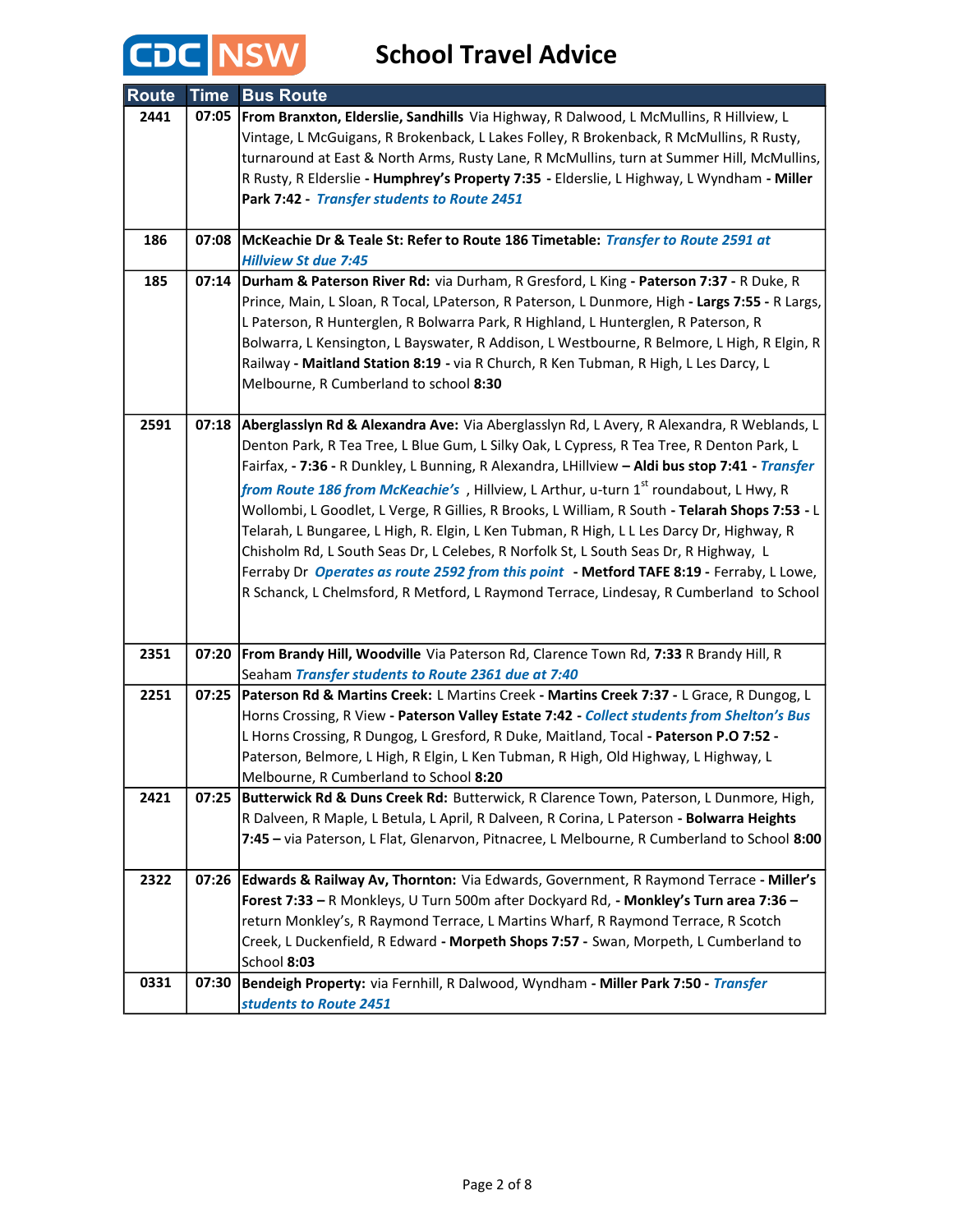# School Travel Advice

| Route | Time | Bus Route |
|---|---|---|
| 2441 | 07:05 | **From Branxton, Elderslie, Sandhills** Via Highway, R Dalwood, L McMullins, R Hillview, L Vintage, L McGuigans, R Brokenback, L Lakes Folley, R Brokenback, R McMullins, R Rusty, turnaround at East & North Arms, Rusty Lane, R McMullins, turn at Summer Hill, McMullins, R Rusty, R Elderslie **- Humphrey's Property 7:35** - Elderslie, L Highway, L Wyndham **- Miller Park 7:42** - ***Transfer students to Route 2451*** |
| 186 | 07:08 | **McKeachie Dr & Teale St: Refer to Route 186 Timetable:** ***Transfer to Route 2591 at Hillview St due 7:45*** |
| 185 | 07:14 | **Durham & Paterson River Rd:** via Durham, R Gresford, L King **- Paterson 7:37** - R Duke, R Prince, Main, L Sloan, R Tocal, LPaterson, R Paterson, L Dunmore, High **- Largs 7:55** - R Largs, L Paterson, R Hunterglen, R Bolwarra Park, R Highland, L Hunterglen, R Paterson, R Bolwarra, L Kensington, L Bayswater, R Addison, L Westbourne, R Belmore, L High, R Elgin, R Railway **- Maitland Station 8:19** - via R Church, R Ken Tubman, R High, L Les Darcy, L Melbourne, R Cumberland to school **8:30** |
| 2591 | 07:18 | **Aberglasslyn Rd & Alexandra Ave:** Via Aberglasslyn Rd, L Avery, R Alexandra, R Weblands, L Denton Park, R Tea Tree, L Blue Gum, L Silky Oak, L Cypress, R Tea Tree, R Denton Park, L Fairfax, **- 7:36** - R Dunkley, L Bunning, R Alexandra, LHillview **– Aldi bus stop 7:41** - ***Transfer from Route 186 from McKeachie's*** , Hillview, L Arthur, u-turn 1st roundabout, L Hwy, R Wollombi, L Goodlet, L Verge, R Gillies, R Brooks, L William, R South **- Telarah Shops 7:53** - L Telarah, L Bungaree, L High, R. Elgin, L Ken Tubman, R High, L L Les Darcy Dr, Highway, R Chisholm Rd, L South Seas Dr, L Celebes, R Norfolk St, L South Seas Dr, R Highway, L Ferraby Dr ***Operates as route 2592 from this point*** **- Metford TAFE 8:19** - Ferraby, L Lowe, R Schanck, L Chelmsford, R Metford, L Raymond Terrace, Lindesay, R Cumberland to School |
| 2351 | 07:20 | **From Brandy Hill, Woodville** Via Paterson Rd, Clarence Town Rd, **7:33** R Brandy Hill, R Seaham ***Transfer students to Route 2361 due at 7:40*** |
| 2251 | 07:25 | **Paterson Rd & Martins Creek:** L Martins Creek **- Martins Creek 7:37** - L Grace, R Dungog, L Horns Crossing, R View **- Paterson Valley Estate 7:42** - *Collect students from Shelton's Bus* L Horns Crossing, R Dungog, L Gresford, R Duke, Maitland, Tocal **- Paterson P.O 7:52** - Paterson, Belmore, L High, R Elgin, L Ken Tubman, R High, Old Highway, L Highway, L Melbourne, R Cumberland to School **8:20** |
| 2421 | 07:25 | **Butterwick Rd & Duns Creek Rd:** Butterwick, R Clarence Town, Paterson, L Dunmore, High, R Dalveen, R Maple, L Betula, L April, R Dalveen, R Corina, L Paterson **- Bolwarra Heights 7:45 –** via Paterson, L Flat, Glenarvon, Pitnacree, L Melbourne, R Cumberland to School **8:00** |
| 2322 | 07:26 | **Edwards & Railway Av, Thornton:** Via Edwards, Government, R Raymond Terrace **- Miller's Forest 7:33 –** R Monkleys, U Turn 500m after Dockyard Rd, **- Monkley's Turn area 7:36 –** return Monkley's, R Raymond Terrace, L Martins Wharf, R Raymond Terrace, R Scotch Creek, L Duckenfield, R Edward **- Morpeth Shops 7:57** - Swan, Morpeth, L Cumberland to School **8:03** |
| 0331 | 07:30 | **Bendeigh Property:** via Fernhill, R Dalwood, Wyndham **- Miller Park 7:50** - ***Transfer students to Route 2451*** |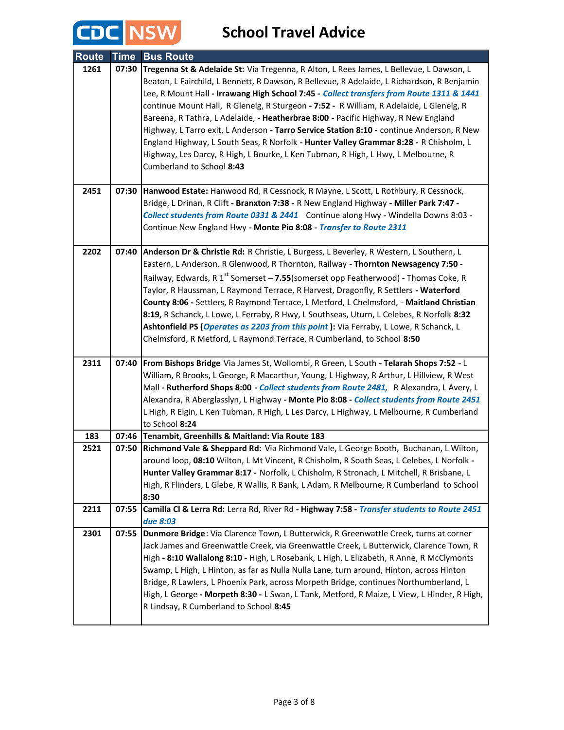# School Travel Advice

| Route | Time | Bus Route |
|---|---|---|
| 1261 | 07:30 | **Tregenna St & Adelaide St:** Via Tregenna, R Alton, L Rees James, L Bellevue, L Dawson, L Beaton, L Fairchild, L Bennett, R Dawson, R Bellevue, R Adelaide, L Richardson, R Benjamin Lee, R Mount Hall - **Irrawang High School 7:45 -** *Collect transfers from Route 1311 & 1441* continue Mount Hall, R Glenelg, R Sturgeon **- 7:52 -** R William, R Adelaide, L Glenelg, R Bareena, R Tathra, L Adelaide, **- Heatherbrae 8:00** - Pacific Highway, R New England Highway, L Tarro exit, L Anderson **- Tarro Service Station 8:10 -** continue Anderson, R New England Highway, L South Seas, R Norfolk **- Hunter Valley Grammar 8:28 -** R Chisholm, L Highway, Les Darcy, R High, L Bourke, L Ken Tubman, R High, L Hwy, L Melbourne, R Cumberland to School **8:43** |
| 2451 | 07:30 | **Hanwood Estate:** Hanwood Rd, R Cessnock, R Mayne, L Scott, L Rothbury, R Cessnock, Bridge, L Drinan, R Clift **- Branxton 7:38 -** R New England Highway **- Miller Park 7:47 -** *Collect students from Route 0331 & 2441* Continue along Hwy - Windella Downs 8:03 - Continue New England Hwy **- Monte Pio 8:08 -** *Transfer to Route 2311* |
| 2202 | 07:40 | **Anderson Dr & Christie Rd:** R Christie, L Burgess, L Beverley, R Western, L Southern, L Eastern, L Anderson, R Glenwood, R Thornton, Railway **- Thornton Newsagency 7:50 -** Railway, Edwards, R 1st Somerset **– 7.55**(somerset opp Featherwood) - Thomas Coke, R Taylor, R Haussman, L Raymond Terrace, R Harvest, Dragonfly, R Settlers **- Waterford County 8:06 -** Settlers, R Raymond Terrace, L Metford, L Chelmsford, - **Maitland Christian 8:19**, R Schanck, L Lowe, L Ferraby, R Hwy, L Southseas, Uturn, L Celebes, R Norfolk **8:32 Ashtonfield PS (***Operates as 2203 from this point* **):** Via Ferraby, L Lowe, R Schanck, L Chelmsford, R Metford, L Raymond Terrace, R Cumberland, to School **8:50** |
| 2311 | 07:40 | **From Bishops Bridge** Via James St, Wollombi, R Green, L South **- Telarah Shops 7:52 -** L William, R Brooks, L George, R Macarthur, Young, L Highway, R Arthur, L Hillview, R West Mall **- Rutherford Shops 8:00 -** *Collect students from Route 2481,* R Alexandra, L Avery, L Alexandra, R Aberglasslyn, L Highway **- Monte Pio 8:08 -** *Collect students from Route 2451* L High, R Elgin, L Ken Tubman, R High, L Les Darcy, L Highway, L Melbourne, R Cumberland to School **8:24** |
| 183 | 07:46 | **Tenambit, Greenhills & Maitland: Via Route 183** |
| 2521 | 07:50 | **Richmond Vale & Sheppard Rd:** Via Richmond Vale, L George Booth, Buchanan, L Wilton, around loop, **08:10** Wilton, L Mt Vincent, R Chisholm, R South Seas, L Celebes, L Norfolk **- Hunter Valley Grammar 8:17 -** Norfolk, L Chisholm, R Stronach, L Mitchell, R Brisbane, L High, R Flinders, L Glebe, R Wallis, R Bank, L Adam, R Melbourne, R Cumberland to School **8:30** |
| 2211 | 07:55 | **Camilla Cl & Lerra Rd:** Lerra Rd, River Rd **- Highway 7:58 -** *Transfer students to Route 2451 due 8:03* |
| 2301 | 07:55 | **Dunmore Bridge**: Via Clarence Town, L Butterwick, R Greenwattle Creek, turns at corner Jack James and Greenwattle Creek, via Greenwattle Creek, L Butterwick, Clarence Town, R High **- 8:10 Wallalong 8:10 -** High, L Rosebank, L High, L Elizabeth, R Anne, R McClymonts Swamp, L High, L Hinton, as far as Nulla Nulla Lane, turn around, Hinton, across Hinton Bridge, R Lawlers, L Phoenix Park, across Morpeth Bridge, continues Northumberland, L High, L George **- Morpeth 8:30 -** L Swan, L Tank, Metford, R Maize, L View, L Hinder, R High, R Lindsay, R Cumberland to School **8:45** |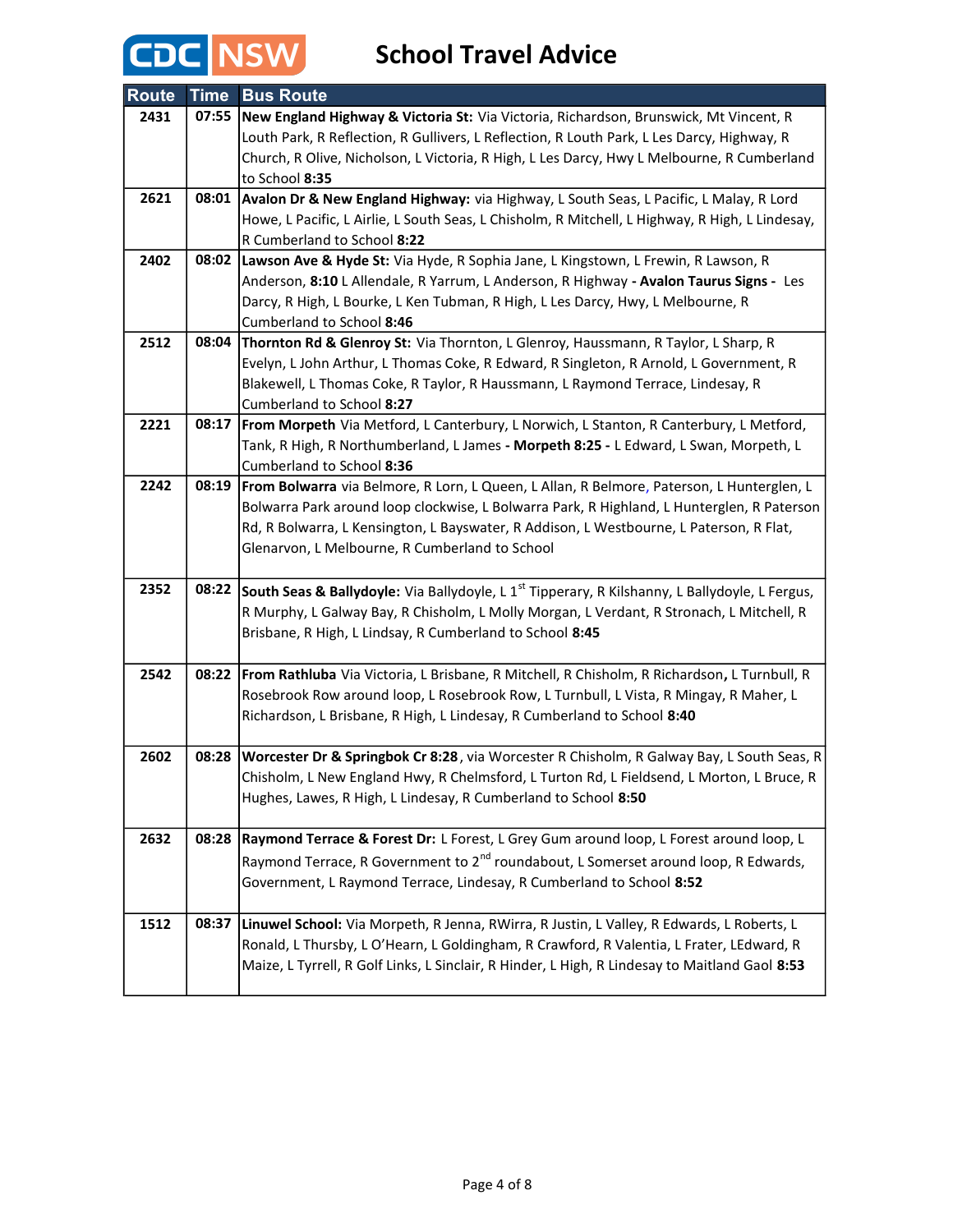# CDC NSW School Travel Advice

| Route | Time | Bus Route |
|---|---|---|
| 2431 | 07:55 | **New England Highway & Victoria St:** Via Victoria, Richardson, Brunswick, Mt Vincent, R Louth Park, R Reflection, R Gullivers, L Reflection, R Louth Park, L Les Darcy, Highway, R Church, R Olive, Nicholson, L Victoria, R High, L Les Darcy, Hwy L Melbourne, R Cumberland to School **8:35** |
| 2621 | 08:01 | **Avalon Dr & New England Highway:** via Highway, L South Seas, L Pacific, L Malay, R Lord Howe, L Pacific, L Airlie, L South Seas, L Chisholm, R Mitchell, L Highway, R High, L Lindesay, R Cumberland to School **8:22** |
| 2402 | 08:02 | **Lawson Ave & Hyde St:** Via Hyde, R Sophia Jane, L Kingstown, L Frewin, R Lawson, R Anderson, **8:10** L Allendale, R Yarrum, L Anderson, R Highway **- Avalon Taurus Signs -** Les Darcy, R High, L Bourke, L Ken Tubman, R High, L Les Darcy, Hwy, L Melbourne, R Cumberland to School **8:46** |
| 2512 | 08:04 | **Thornton Rd & Glenroy St:** Via Thornton, L Glenroy, Haussmann, R Taylor, L Sharp, R Evelyn, L John Arthur, L Thomas Coke, R Edward, R Singleton, R Arnold, L Government, R Blakewell, L Thomas Coke, R Taylor, R Haussmann, L Raymond Terrace, Lindesay, R Cumberland to School **8:27** |
| 2221 | 08:17 | **From Morpeth** Via Metford, L Canterbury, L Norwich, L Stanton, R Canterbury, L Metford, Tank, R High, R Northumberland, L James **- Morpeth 8:25 -** L Edward, L Swan, Morpeth, L Cumberland to School **8:36** |
| 2242 | 08:19 | **From Bolwarra** via Belmore, R Lorn, L Queen, L Allan, R Belmore, Paterson, L Hunterglen, L Bolwarra Park around loop clockwise, L Bolwarra Park, R Highland, L Hunterglen, R Paterson Rd, R Bolwarra, L Kensington, L Bayswater, R Addison, L Westbourne, L Paterson, R Flat, Glenarvon, L Melbourne, R Cumberland to School |
| 2352 | 08:22 | **South Seas & Ballydoyle:** Via Ballydoyle, L 1st Tipperary, R Kilshanny, L Ballydoyle, L Fergus, R Murphy, L Galway Bay, R Chisholm, L Molly Morgan, L Verdant, R Stronach, L Mitchell, R Brisbane, R High, L Lindsay, R Cumberland to School **8:45** |
| 2542 | 08:22 | **From Rathluba** Via Victoria, L Brisbane, R Mitchell, R Chisholm, R Richardson**,** L Turnbull, R Rosebrook Row around loop, L Rosebrook Row, L Turnbull, L Vista, R Mingay, R Maher, L Richardson, L Brisbane, R High, L Lindesay, R Cumberland to School **8:40** |
| 2602 | 08:28 | **Worcester Dr & Springbok Cr 8:28**, via Worcester R Chisholm, R Galway Bay, L South Seas, R Chisholm, L New England Hwy, R Chelmsford, L Turton Rd, L Fieldsend, L Morton, L Bruce, R Hughes, Lawes, R High, L Lindesay, R Cumberland to School **8:50** |
| 2632 | 08:28 | **Raymond Terrace & Forest Dr:** L Forest, L Grey Gum around loop, L Forest around loop, L Raymond Terrace, R Government to 2nd roundabout, L Somerset around loop, R Edwards, Government, L Raymond Terrace, Lindesay, R Cumberland to School **8:52** |
| 1512 | 08:37 | **Linuwel School:** Via Morpeth, R Jenna, RWirra, R Justin, L Valley, R Edwards, L Roberts, L Ronald, L Thursby, L O'Hearn, L Goldingham, R Crawford, R Valentia, L Frater, LEdward, R Maize, L Tyrrell, R Golf Links, L Sinclair, R Hinder, L High, R Lindesay to Maitland Gaol **8:53** |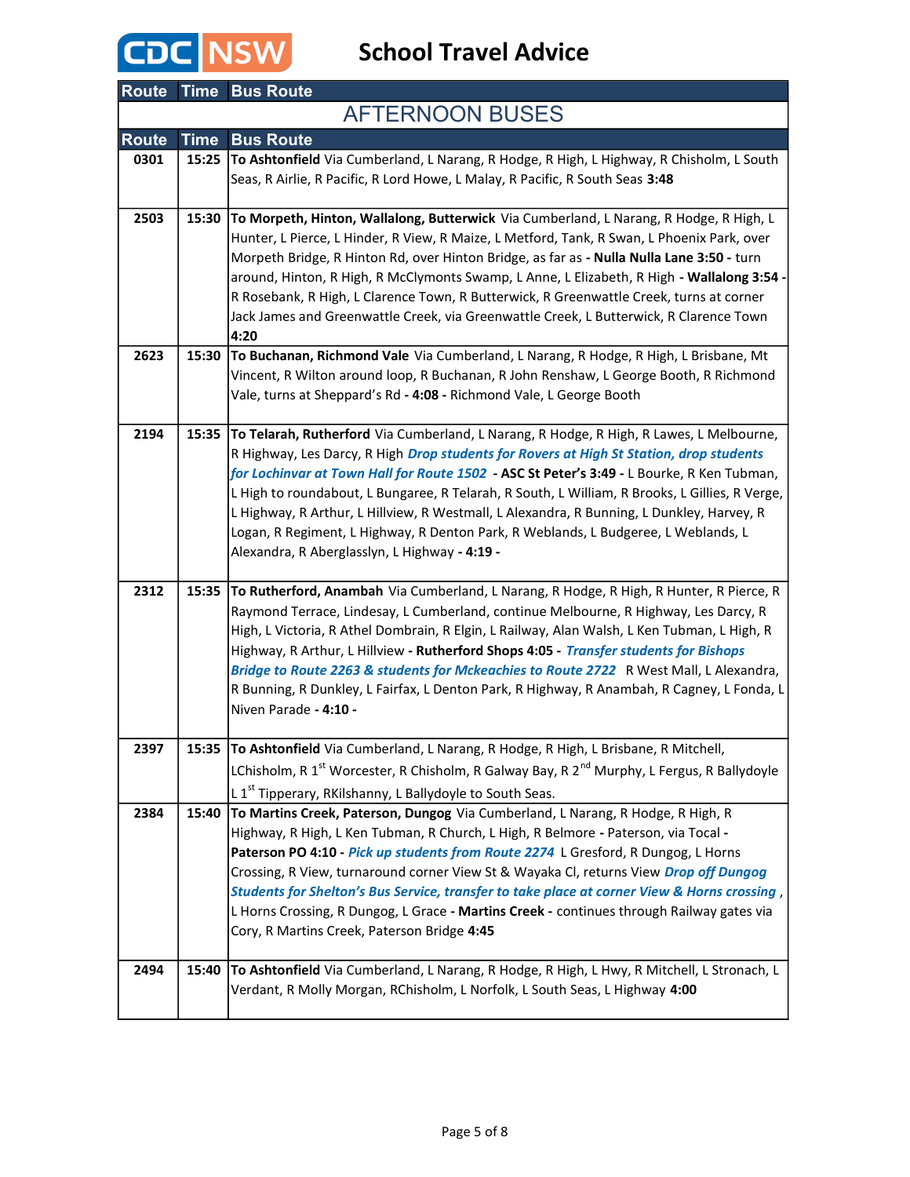# School Travel Advice

| Route | Time | Bus Route |
|---|---|---|
| **AFTERNOON BUSES** | | |
| **Route** | **Time** | **Bus Route** |
| **0301** | **15:25** | **To Ashtonfield** Via Cumberland, L Narang, R Hodge, R High, L Highway, R Chisholm, L South Seas, R Airlie, R Pacific, R Lord Howe, L Malay, R Pacific, R South Seas **3:48** |
| **2503** | **15:30** | **To Morpeth, Hinton, Wallalong, Butterwick** Via Cumberland, L Narang, R Hodge, R High, L Hunter, L Pierce, L Hinder, R View, R Maize, L Metford, Tank, R Swan, L Phoenix Park, over Morpeth Bridge, R Hinton Rd, over Hinton Bridge, as far as **- Nulla Nulla Lane 3:50 -** turn around, Hinton, R High, R McClymonts Swamp, L Anne, L Elizabeth, R High **- Wallalong 3:54 -** R Rosebank, R High, L Clarence Town, R Butterwick, R Greenwattle Creek, turns at corner Jack James and Greenwattle Creek, via Greenwattle Creek, L Butterwick, R Clarence Town **4:20** |
| **2623** | **15:30** | **To Buchanan, Richmond Vale** Via Cumberland, L Narang, R Hodge, R High, L Brisbane, Mt Vincent, R Wilton around loop, R Buchanan, R John Renshaw, L George Booth, R Richmond Vale, turns at Sheppard's Rd **- 4:08 -** Richmond Vale, L George Booth |
| **2194** | **15:35** | **To Telarah, Rutherford** Via Cumberland, L Narang, R Hodge, R High, R Lawes, L Melbourne, R Highway, Les Darcy, R High ***Drop students for Rovers at High St Station, drop students for Lochinvar at Town Hall for Route 1502*** **- ASC St Peter's 3:49 -** L Bourke, R Ken Tubman, L High to roundabout, L Bungaree, R Telarah, R South, L William, R Brooks, L Gillies, R Verge, L Highway, R Arthur, L Hillview, R Westmall, L Alexandra, R Bunning, L Dunkley, Harvey, R Logan, R Regiment, L Highway, R Denton Park, R Weblands, L Budgeree, L Weblands, L Alexandra, R Aberglasslyn, L Highway **- 4:19 -** |
| **2312** | **15:35** | **To Rutherford, Anambah** Via Cumberland, L Narang, R Hodge, R High, R Hunter, R Pierce, R Raymond Terrace, Lindesay, L Cumberland, continue Melbourne, R Highway, Les Darcy, R High, L Victoria, R Athel Dombrain, R Elgin, L Railway, Alan Walsh, L Ken Tubman, L High, R Highway, R Arthur, L Hillview **- Rutherford Shops 4:05 -** ***Transfer students for Bishops Bridge to Route 2263 & students for Mckeachies to Route 2722*** R West Mall, L Alexandra, R Bunning, R Dunkley, L Fairfax, L Denton Park, R Highway, R Anambah, R Cagney, L Fonda, L Niven Parade **- 4:10 -** |
| **2397** | **15:35** | **To Ashtonfield** Via Cumberland, L Narang, R Hodge, R High, L Brisbane, R Mitchell, LChisholm, R 1st Worcester, R Chisholm, R Galway Bay, R 2nd Murphy, L Fergus, R Ballydoyle L 1st Tipperary, RKilshanny, L Ballydoyle to South Seas. |
| **2384** | **15:40** | **To Martins Creek, Paterson, Dungog** Via Cumberland, L Narang, R Hodge, R High, R Highway, R High, L Ken Tubman, R Church, L High, R Belmore **-** Paterson, via Tocal **- Paterson PO 4:10 -** ***Pick up students from Route 2274*** L Gresford, R Dungog, L Horns Crossing, R View, turnaround corner View St & Wayaka Cl, returns View ***Drop off Dungog Students for Shelton's Bus Service, transfer to take place at corner View & Horns crossing***, L Horns Crossing, R Dungog, L Grace **- Martins Creek -** continues through Railway gates via Cory, R Martins Creek, Paterson Bridge **4:45** |
| **2494** | **15:40** | **To Ashtonfield** Via Cumberland, L Narang, R Hodge, R High, L Hwy, R Mitchell, L Stronach, L Verdant, R Molly Morgan, RChisholm, L Norfolk, L South Seas, L Highway **4:00** |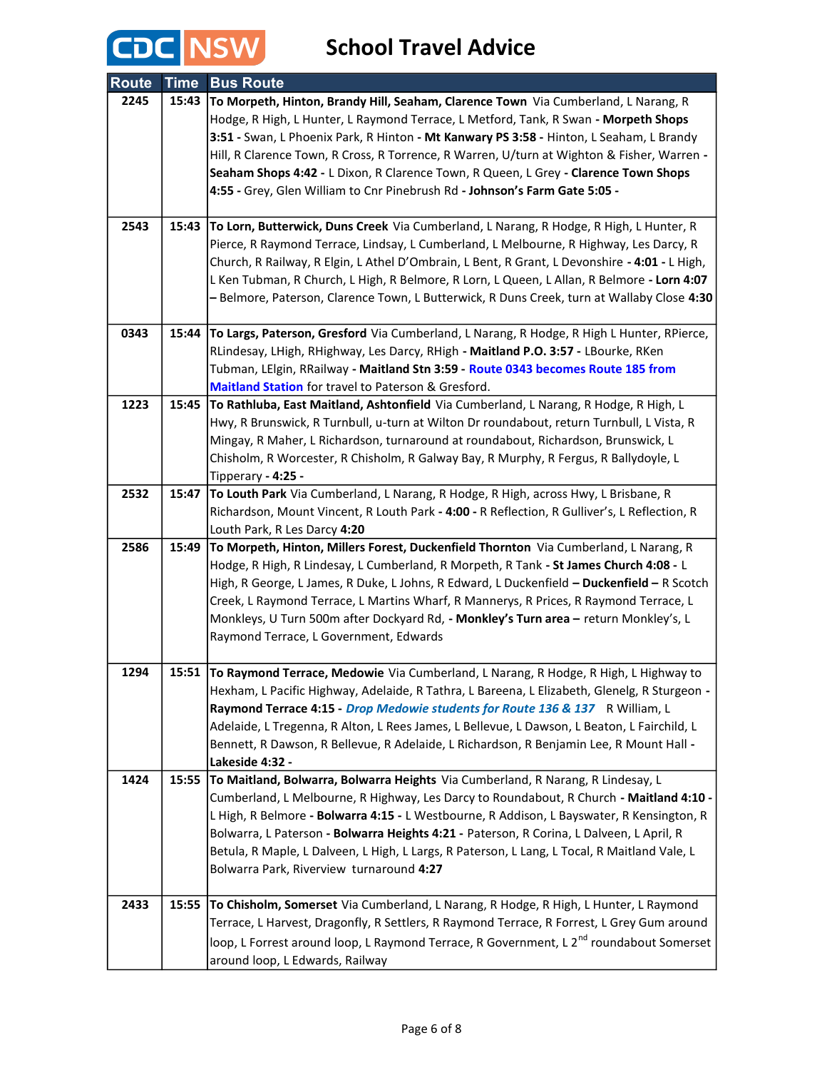# CDC NSW School Travel Advice

| Route | Time | Bus Route |
|---|---|---|
| 2245 | 15:43 | **To Morpeth, Hinton, Brandy Hill, Seaham, Clarence Town** Via Cumberland, L Narang, R Hodge, R High, L Hunter, L Raymond Terrace, L Metford, Tank, R Swan **- Morpeth Shops 3:51 -** Swan, L Phoenix Park, R Hinton **- Mt Kanwary PS 3:58 -** Hinton, L Seaham, L Brandy Hill, R Clarence Town, R Cross, R Torrence, R Warren, U/turn at Wighton & Fisher, Warren **- Seaham Shops 4:42 -** L Dixon, R Clarence Town, R Queen, L Grey **- Clarence Town Shops 4:55 -** Grey, Glen William to Cnr Pinebrush Rd **- Johnson's Farm Gate 5:05 -** |
| 2543 | 15:43 | **To Lorn, Butterwick, Duns Creek** Via Cumberland, L Narang, R Hodge, R High, L Hunter, R Pierce, R Raymond Terrace, Lindsay, L Cumberland, L Melbourne, R Highway, Les Darcy, R Church, R Railway, R Elgin, L Athel D'Ombrain, L Bent, R Grant, L Devonshire **- 4:01 -** L High, L Ken Tubman, R Church, L High, R Belmore, R Lorn, L Queen, L Allan, R Belmore **- Lorn 4:07 –** Belmore, Paterson, Clarence Town, L Butterwick, R Duns Creek, turn at Wallaby Close **4:30** |
| 0343 | 15:44 | **To Largs, Paterson, Gresford** Via Cumberland, L Narang, R Hodge, R High L Hunter, RPierce, RLindesay, LHigh, RHighway, Les Darcy, RHigh **- Maitland P.O. 3:57 -** LBourke, RKen Tubman, LElgin, RRailway **- Maitland Stn 3:59 -** Route 0343 becomes Route 185 from Maitland Station for travel to Paterson & Gresford. |
| 1223 | 15:45 | **To Rathluba, East Maitland, Ashtonfield** Via Cumberland, L Narang, R Hodge, R High, L Hwy, R Brunswick, R Turnbull, u-turn at Wilton Dr roundabout, return Turnbull, L Vista, R Mingay, R Maher, L Richardson, turnaround at roundabout, Richardson, Brunswick, L Chisholm, R Worcester, R Chisholm, R Galway Bay, R Murphy, R Fergus, R Ballydoyle, L Tipperary **- 4:25 -** |
| 2532 | 15:47 | **To Louth Park** Via Cumberland, L Narang, R Hodge, R High, across Hwy, L Brisbane, R Richardson, Mount Vincent, R Louth Park **- 4:00 -** R Reflection, R Gulliver's, L Reflection, R Louth Park, R Les Darcy **4:20** |
| 2586 | 15:49 | **To Morpeth, Hinton, Millers Forest, Duckenfield Thornton** Via Cumberland, L Narang, R Hodge, R High, R Lindesay, L Cumberland, R Morpeth, R Tank **- St James Church 4:08 -** L High, R George, L James, R Duke, L Johns, R Edward, L Duckenfield **– Duckenfield –** R Scotch Creek, L Raymond Terrace, L Martins Wharf, R Mannerys, R Prices, R Raymond Terrace, L Monkleys, U Turn 500m after Dockyard Rd, **- Monkley's Turn area –** return Monkley's, L Raymond Terrace, L Government, Edwards |
| 1294 | 15:51 | **To Raymond Terrace, Medowie** Via Cumberland, L Narang, R Hodge, R High, L Highway to Hexham, L Pacific Highway, Adelaide, R Tathra, L Bareena, L Elizabeth, Glenelg, R Sturgeon **- Raymond Terrace 4:15 -** ***Drop Medowie students for Route 136 & 137*** R William, L Adelaide, L Tregenna, R Alton, L Rees James, L Bellevue, L Dawson, L Beaton, L Fairchild, L Bennett, R Dawson, R Bellevue, R Adelaide, L Richardson, R Benjamin Lee, R Mount Hall **- Lakeside 4:32 -** |
| 1424 | 15:55 | **To Maitland, Bolwarra, Bolwarra Heights** Via Cumberland, R Narang, R Lindesay, L Cumberland, L Melbourne, R Highway, Les Darcy to Roundabout, R Church **- Maitland 4:10 -** L High, R Belmore **- Bolwarra 4:15 -** L Westbourne, R Addison, L Bayswater, R Kensington, R Bolwarra, L Paterson **- Bolwarra Heights 4:21 -** Paterson, R Corina, L Dalveen, L April, R Betula, R Maple, L Dalveen, L High, L Largs, R Paterson, L Lang, L Tocal, R Maitland Vale, L Bolwarra Park, Riverview turnaround **4:27** |
| 2433 | 15:55 | **To Chisholm, Somerset** Via Cumberland, L Narang, R Hodge, R High, L Hunter, L Raymond Terrace, L Harvest, Dragonfly, R Settlers, R Raymond Terrace, R Forrest, L Grey Gum around loop, L Forrest around loop, L Raymond Terrace, R Government, L 2nd roundabout Somerset around loop, L Edwards, Railway |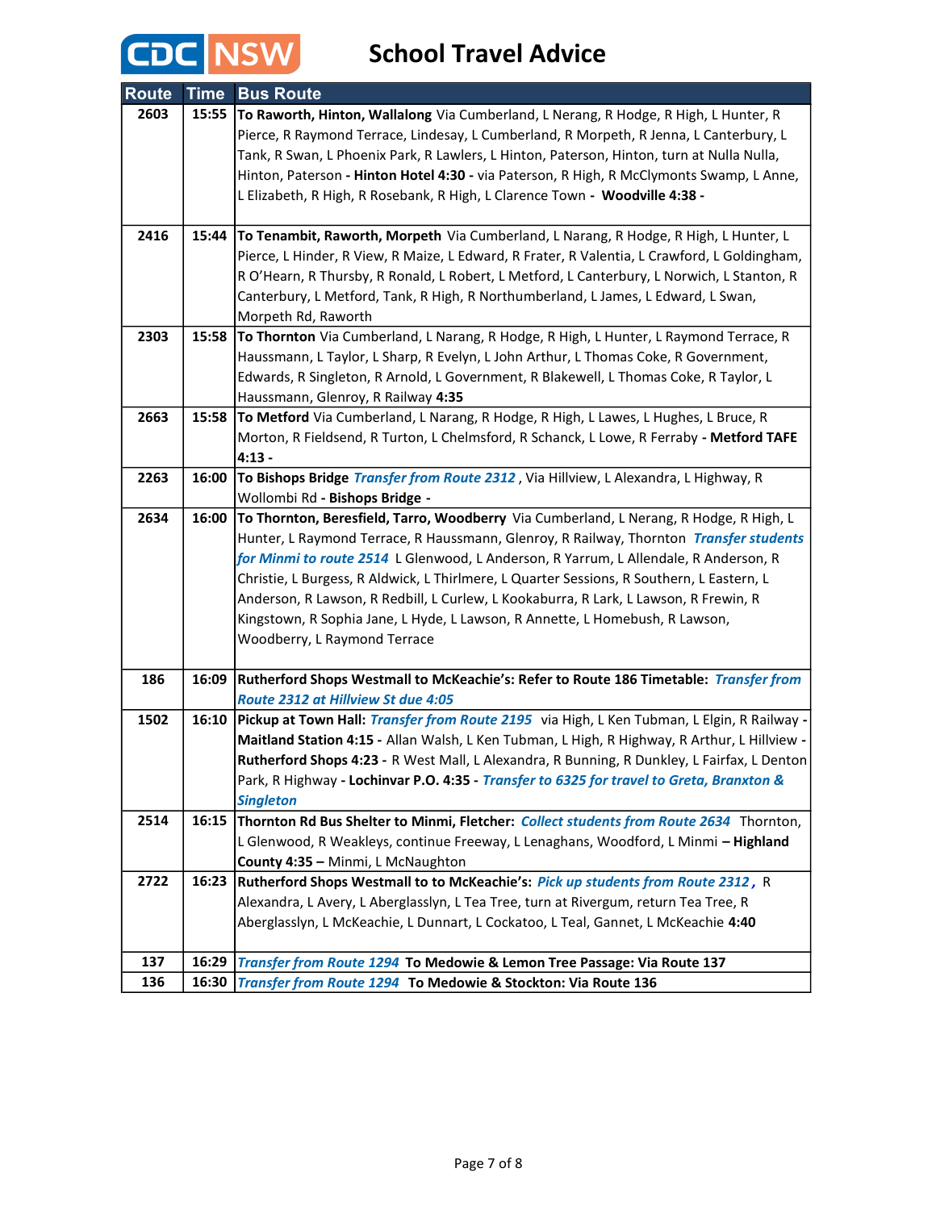# School Travel Advice

| Route | Time | Bus Route |
|---|---|---|
| 2603 | 15:55 | **To Raworth, Hinton, Wallalong** Via Cumberland, L Nerang, R Hodge, R High, L Hunter, R Pierce, R Raymond Terrace, Lindesay, L Cumberland, R Morpeth, R Jenna, L Canterbury, L Tank, R Swan, L Phoenix Park, R Lawlers, L Hinton, Paterson, Hinton, turn at Nulla Nulla, Hinton, Paterson **- Hinton Hotel 4:30 -** via Paterson, R High, R McClymonts Swamp, L Anne, L Elizabeth, R High, R Rosebank, R High, L Clarence Town **- Woodville 4:38 -** |
| 2416 | 15:44 | **To Tenambit, Raworth, Morpeth** Via Cumberland, L Narang, R Hodge, R High, L Hunter, L Pierce, L Hinder, R View, R Maize, L Edward, R Frater, R Valentia, L Crawford, L Goldingham, R O'Hearn, R Thursby, R Ronald, L Robert, L Metford, L Canterbury, L Norwich, L Stanton, R Canterbury, L Metford, Tank, R High, R Northumberland, L James, L Edward, L Swan, Morpeth Rd, Raworth |
| 2303 | 15:58 | **To Thornton** Via Cumberland, L Narang, R Hodge, R High, L Hunter, L Raymond Terrace, R Haussmann, L Taylor, L Sharp, R Evelyn, L John Arthur, L Thomas Coke, R Government, Edwards, R Singleton, R Arnold, L Government, R Blakewell, L Thomas Coke, R Taylor, L Haussmann, Glenroy, R Railway **4:35** |
| 2663 | 15:58 | **To Metford** Via Cumberland, L Narang, R Hodge, R High, L Lawes, L Hughes, L Bruce, R Morton, R Fieldsend, R Turton, L Chelmsford, R Schanck, L Lowe, R Ferraby **- Metford TAFE 4:13 -** |
| 2263 | 16:00 | **To Bishops Bridge** ***Transfer from Route 2312***, Via Hillview, L Alexandra, L Highway, R Wollombi Rd **- Bishops Bridge -** |
| 2634 | 16:00 | **To Thornton, Beresfield, Tarro, Woodberry** Via Cumberland, L Nerang, R Hodge, R High, L Hunter, L Raymond Terrace, R Haussmann, Glenroy, R Railway, Thornton ***Transfer students for Minmi to route 2514*** L Glenwood, L Anderson, R Yarrum, L Allendale, R Anderson, R Christie, L Burgess, R Aldwick, L Thirlmere, L Quarter Sessions, R Southern, L Eastern, L Anderson, R Lawson, R Redbill, L Curlew, L Kookaburra, R Lark, L Lawson, R Frewin, R Kingstown, R Sophia Jane, L Hyde, L Lawson, R Annette, L Homebush, R Lawson, Woodberry, L Raymond Terrace |
| 186 | 16:09 | **Rutherford Shops Westmall to McKeachie's: Refer to Route 186 Timetable:** ***Transfer from Route 2312 at Hillview St due 4:05*** |
| 1502 | 16:10 | **Pickup at Town Hall:** ***Transfer from Route 2195*** via High, L Ken Tubman, L Elgin, R Railway **- Maitland Station 4:15 -** Allan Walsh, L Ken Tubman, L High, R Highway, R Arthur, L Hillview **- Rutherford Shops 4:23 -** R West Mall, L Alexandra, R Bunning, R Dunkley, L Fairfax, L Denton Park, R Highway **- Lochinvar P.O. 4:35 -** ***Transfer to 6325 for travel to Greta, Branxton & Singleton*** |
| 2514 | 16:15 | **Thornton Rd Bus Shelter to Minmi, Fletcher:** ***Collect students from Route 2634*** Thornton, L Glenwood, R Weakleys, continue Freeway, L Lenaghans, Woodford, L Minmi **– Highland County 4:35 –** Minmi, L McNaughton |
| 2722 | 16:23 | **Rutherford Shops Westmall to to McKeachie's:** ***Pick up students from Route 2312*,** R Alexandra, L Avery, L Aberglasslyn, L Tea Tree, turn at Rivergum, return Tea Tree, R Aberglasslyn, L McKeachie, L Dunnart, L Cockatoo, L Teal, Gannet, L McKeachie **4:40** |
| 137 | 16:29 | ***Transfer from Route 1294*** **To Medowie & Lemon Tree Passage: Via Route 137** |
| 136 | 16:30 | ***Transfer from Route 1294*** **To Medowie & Stockton: Via Route 136** |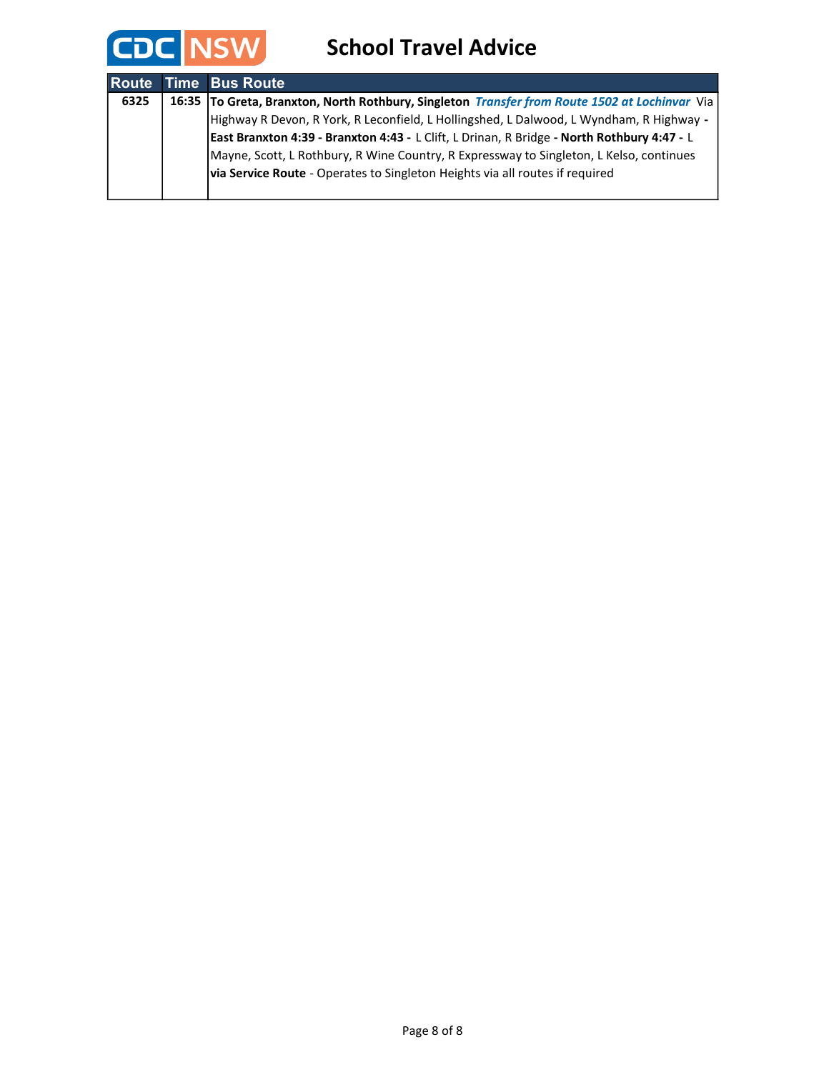# School Travel Advice

| Route | Time | Bus Route |
| --- | --- | --- |
| 6325 | 16:35 | **To Greta, Branxton, North Rothbury, Singleton** ***Transfer from Route 1502 at Lochinvar*** Via Highway R Devon, R York, R Leconfield, L Hollingshed, L Dalwood, L Wyndham, R Highway **- East Branxton 4:39 - Branxton 4:43 -** L Clift, L Drinan, R Bridge **- North Rothbury 4:47 -** L Mayne, Scott, L Rothbury, R Wine Country, R Expressway to Singleton, L Kelso, continues **via Service Route** - Operates to Singleton Heights via all routes if required |